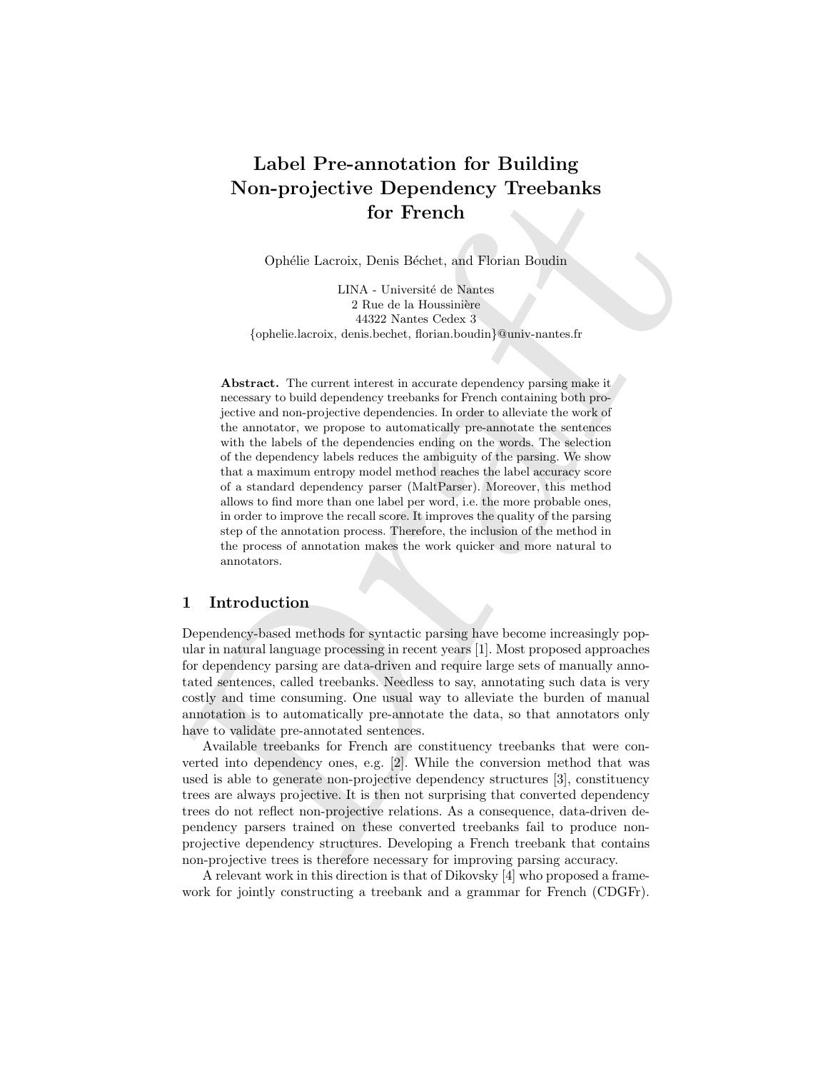# Label Pre-annotation for Building Non-projective Dependency Treebanks for French

Ophélie Lacroix, Denis Béchet, and Florian Boudin

LINA - Université de Nantes
2 Rue de la Houssinière
44322 Nantes Cedex 3
{ophelie.lacroix, denis.bechet, florian.boudin}@univ-nantes.fr

**Abstract.** The current interest in accurate dependency parsing make it necessary to build dependency treebanks for French containing both projective and non-projective dependencies. In order to alleviate the work of the annotator, we propose to automatically pre-annotate the sentences with the labels of the dependencies ending on the words. The selection of the dependency labels reduces the ambiguity of the parsing. We show that a maximum entropy model method reaches the label accuracy score of a standard dependency parser (MaltParser). Moreover, this method allows to find more than one label per word, i.e. the more probable ones, in order to improve the recall score. It improves the quality of the parsing step of the annotation process. Therefore, the inclusion of the method in the process of annotation makes the work quicker and more natural to annotators.

## 1 Introduction

Dependency-based methods for syntactic parsing have become increasingly popular in natural language processing in recent years [1]. Most proposed approaches for dependency parsing are data-driven and require large sets of manually annotated sentences, called treebanks. Needless to say, annotating such data is very costly and time consuming. One usual way to alleviate the burden of manual annotation is to automatically pre-annotate the data, so that annotators only have to validate pre-annotated sentences.

Available treebanks for French are constituency treebanks that were converted into dependency ones, e.g. [2]. While the conversion method that was used is able to generate non-projective dependency structures [3], constituency trees are always projective. It is then not surprising that converted dependency trees do not reflect non-projective relations. As a consequence, data-driven dependency parsers trained on these converted treebanks fail to produce non-projective dependency structures. Developing a French treebank that contains non-projective trees is therefore necessary for improving parsing accuracy.

A relevant work in this direction is that of Dikovsky [4] who proposed a framework for jointly constructing a treebank and a grammar for French (CDGFr).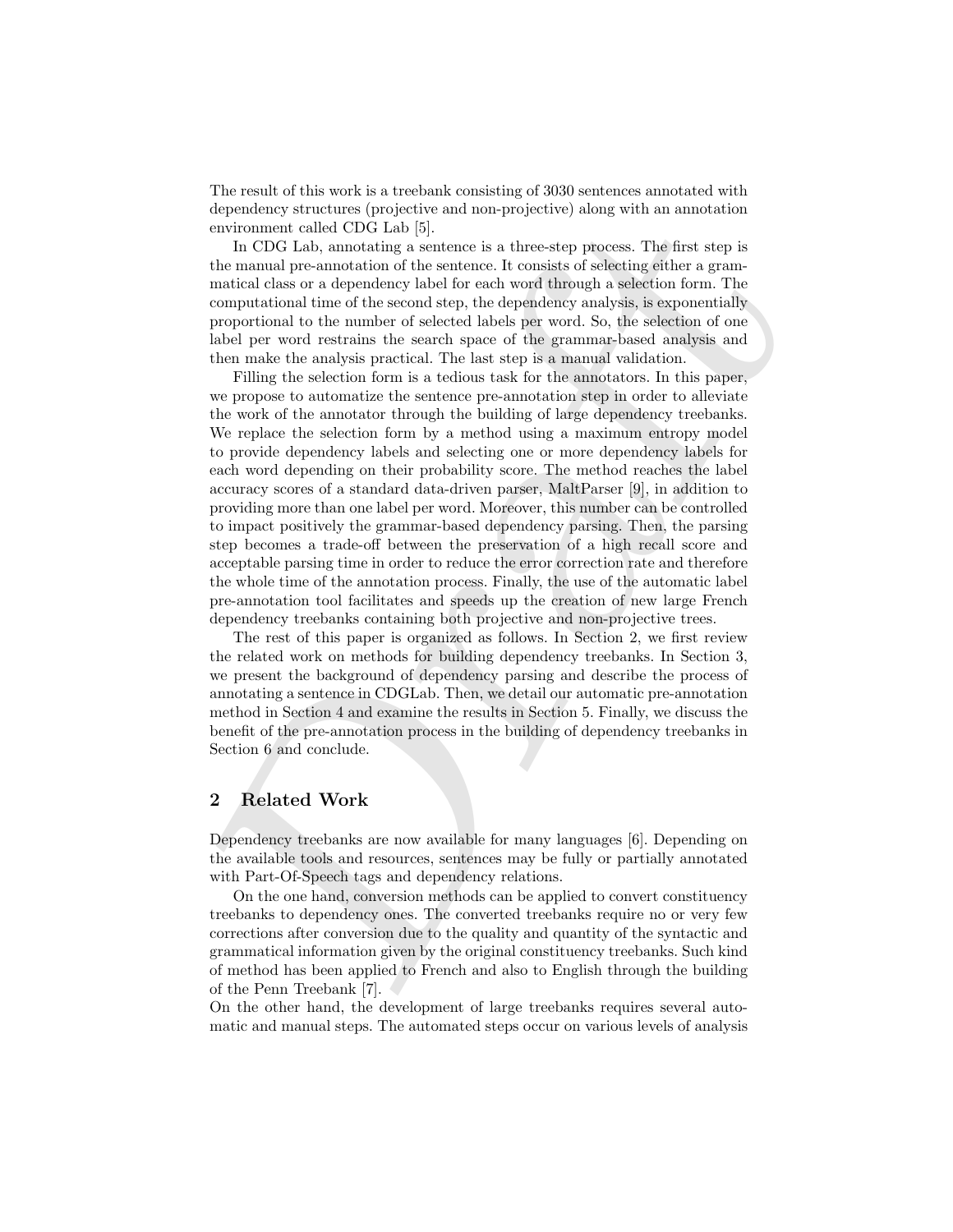The result of this work is a treebank consisting of 3030 sentences annotated with dependency structures (projective and non-projective) along with an annotation environment called CDG Lab [5].

In CDG Lab, annotating a sentence is a three-step process. The first step is the manual pre-annotation of the sentence. It consists of selecting either a grammatical class or a dependency label for each word through a selection form. The computational time of the second step, the dependency analysis, is exponentially proportional to the number of selected labels per word. So, the selection of one label per word restrains the search space of the grammar-based analysis and then make the analysis practical. The last step is a manual validation.

Filling the selection form is a tedious task for the annotators. In this paper, we propose to automatize the sentence pre-annotation step in order to alleviate the work of the annotator through the building of large dependency treebanks. We replace the selection form by a method using a maximum entropy model to provide dependency labels and selecting one or more dependency labels for each word depending on their probability score. The method reaches the label accuracy scores of a standard data-driven parser, MaltParser [9], in addition to providing more than one label per word. Moreover, this number can be controlled to impact positively the grammar-based dependency parsing. Then, the parsing step becomes a trade-off between the preservation of a high recall score and acceptable parsing time in order to reduce the error correction rate and therefore the whole time of the annotation process. Finally, the use of the automatic label pre-annotation tool facilitates and speeds up the creation of new large French dependency treebanks containing both projective and non-projective trees.

The rest of this paper is organized as follows. In Section 2, we first review the related work on methods for building dependency treebanks. In Section 3, we present the background of dependency parsing and describe the process of annotating a sentence in CDGLab. Then, we detail our automatic pre-annotation method in Section 4 and examine the results in Section 5. Finally, we discuss the benefit of the pre-annotation process in the building of dependency treebanks in Section 6 and conclude.

## 2 Related Work

Dependency treebanks are now available for many languages [6]. Depending on the available tools and resources, sentences may be fully or partially annotated with Part-Of-Speech tags and dependency relations.

On the one hand, conversion methods can be applied to convert constituency treebanks to dependency ones. The converted treebanks require no or very few corrections after conversion due to the quality and quantity of the syntactic and grammatical information given by the original constituency treebanks. Such kind of method has been applied to French and also to English through the building of the Penn Treebank [7].
On the other hand, the development of large treebanks requires several automatic and manual steps. The automated steps occur on various levels of analysis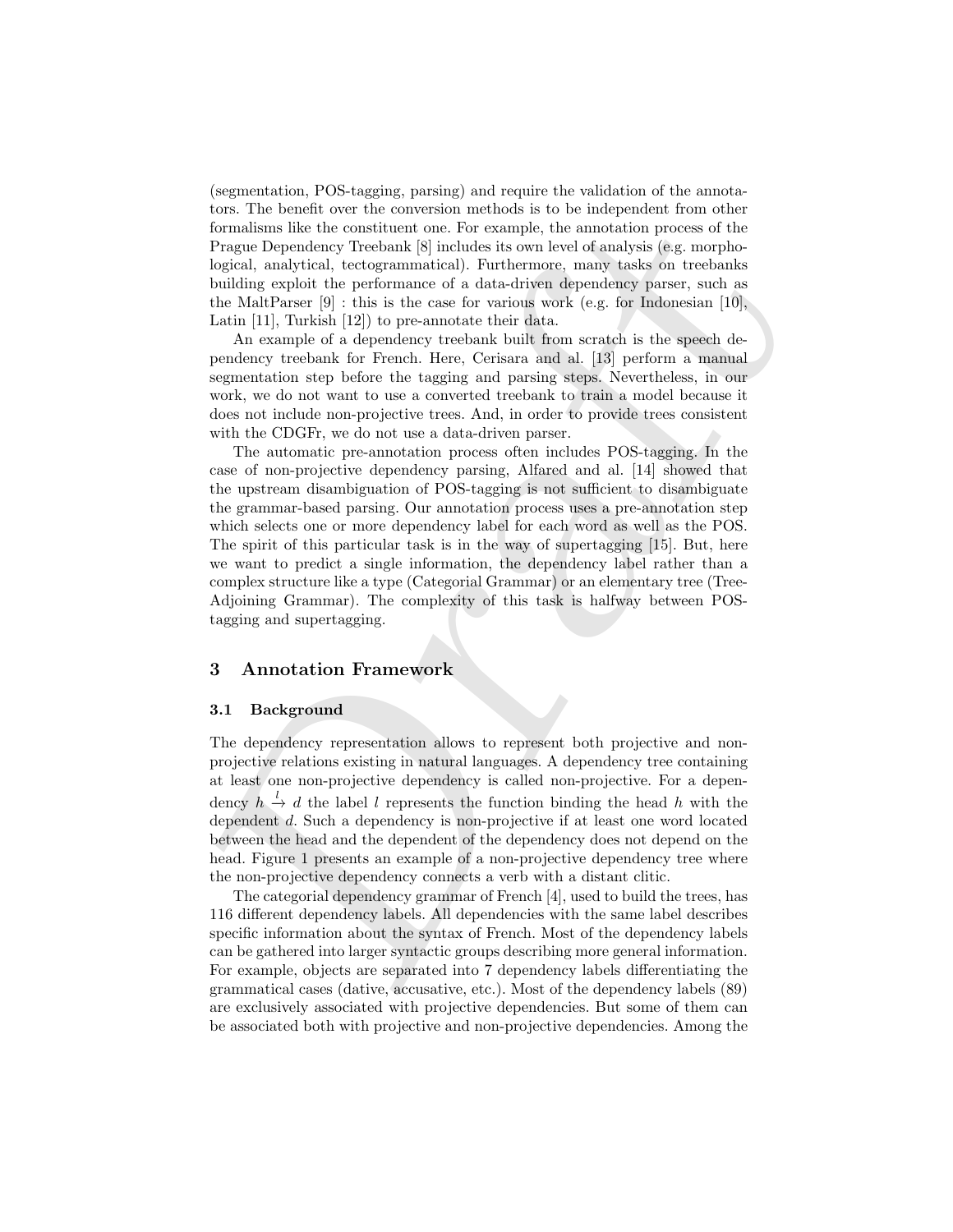(segmentation, POS-tagging, parsing) and require the validation of the annotators. The benefit over the conversion methods is to be independent from other formalisms like the constituent one. For example, the annotation process of the Prague Dependency Treebank [8] includes its own level of analysis (e.g. morphological, analytical, tectogrammatical). Furthermore, many tasks on treebanks building exploit the performance of a data-driven dependency parser, such as the MaltParser [9] : this is the case for various work (e.g. for Indonesian [10], Latin [11], Turkish [12]) to pre-annotate their data.

An example of a dependency treebank built from scratch is the speech dependency treebank for French. Here, Cerisara and al. [13] perform a manual segmentation step before the tagging and parsing steps. Nevertheless, in our work, we do not want to use a converted treebank to train a model because it does not include non-projective trees. And, in order to provide trees consistent with the CDGFr, we do not use a data-driven parser.

The automatic pre-annotation process often includes POS-tagging. In the case of non-projective dependency parsing, Alfared and al. [14] showed that the upstream disambiguation of POS-tagging is not sufficient to disambiguate the grammar-based parsing. Our annotation process uses a pre-annotation step which selects one or more dependency label for each word as well as the POS. The spirit of this particular task is in the way of supertagging [15]. But, here we want to predict a single information, the dependency label rather than a complex structure like a type (Categorial Grammar) or an elementary tree (Tree-Adjoining Grammar). The complexity of this task is halfway between POS-tagging and supertagging.

## 3 Annotation Framework

### 3.1 Background

The dependency representation allows to represent both projective and non-projective relations existing in natural languages. A dependency tree containing at least one non-projective dependency is called non-projective. For a dependency $h \xrightarrow{l} d$ the label $l$ represents the function binding the head $h$ with the dependent $d$. Such a dependency is non-projective if at least one word located between the head and the dependent of the dependency does not depend on the head. Figure 1 presents an example of a non-projective dependency tree where the non-projective dependency connects a verb with a distant clitic.

The categorial dependency grammar of French [4], used to build the trees, has 116 different dependency labels. All dependencies with the same label describes specific information about the syntax of French. Most of the dependency labels can be gathered into larger syntactic groups describing more general information. For example, objects are separated into 7 dependency labels differentiating the grammatical cases (dative, accusative, etc.). Most of the dependency labels (89) are exclusively associated with projective dependencies. But some of them can be associated both with projective and non-projective dependencies. Among the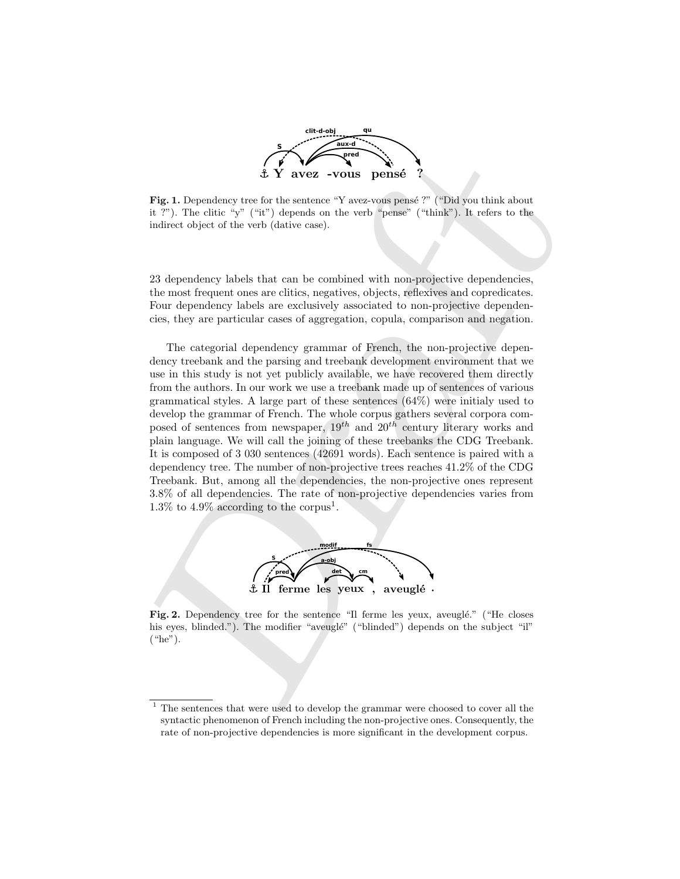**Fig. 1.** Dependency tree for the sentence "Y avez-vous pensé ?" ("Did you think about it ?"). The clitic "y" ("it") depends on the verb "pense" ("think"). It refers to the indirect object of the verb (dative case).

23 dependency labels that can be combined with non-projective dependencies, the most frequent ones are clitics, negatives, objects, reflexives and copredicates. Four dependency labels are exclusively associated to non-projective dependencies, they are particular cases of aggregation, copula, comparison and negation.

The categorial dependency grammar of French, the non-projective dependency treebank and the parsing and treebank development environment that we use in this study is not yet publicly available, we have recovered them directly from the authors. In our work we use a treebank made up of sentences of various grammatical styles. A large part of these sentences (64%) were initialy used to develop the grammar of French. The whole corpus gathers several corpora composed of sentences from newspaper, $19^{th}$ and $20^{th}$ century literary works and plain language. We will call the joining of these treebanks the CDG Treebank. It is composed of 3 030 sentences (42691 words). Each sentence is paired with a dependency tree. The number of non-projective trees reaches 41.2% of the CDG Treebank. But, among all the dependencies, the non-projective ones represent 3.8% of all dependencies. The rate of non-projective dependencies varies from 1.3% to 4.9% according to the corpus[1].

**Fig. 2.** Dependency tree for the sentence "Il ferme les yeux, aveuglé." ("He closes his eyes, blinded."). The modifier "aveuglé" ("blinded") depends on the subject "il" ("he").

[1] The sentences that were used to develop the grammar were choosed to cover all the syntactic phenomenon of French including the non-projective ones. Consequently, the rate of non-projective dependencies is more significant in the development corpus.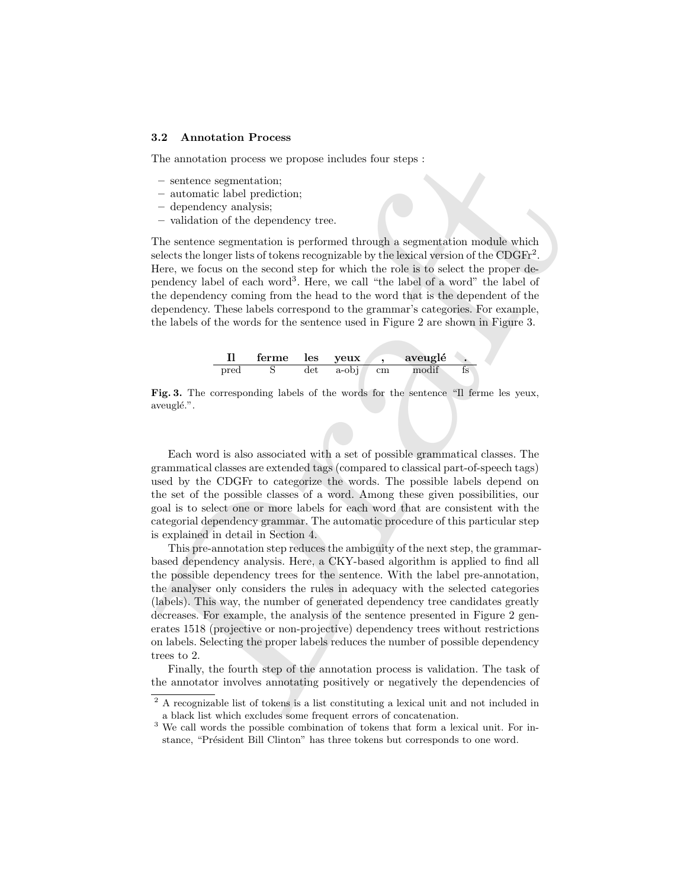### 3.2 Annotation Process

The annotation process we propose includes four steps :

- sentence segmentation;
- automatic label prediction;
- dependency analysis;
- validation of the dependency tree.

The sentence segmentation is performed through a segmentation module which selects the longer lists of tokens recognizable by the lexical version of the CDGFr[2]. Here, we focus on the second step for which the role is to select the proper dependency label of each word[3]. Here, we call "the label of a word" the label of the dependency coming from the head to the word that is the dependent of the dependency. These labels correspond to the grammar's categories. For example, the labels of the words for the sentence used in Figure 2 are shown in Figure 3.

| **Il** | **ferme** | **les** | **yeux** | **,** | **aveuglé** | **.** |
|---|---|---|---|---|---|---|
| pred | S | det | a-obj | cm | modif | fs |

**Fig. 3.** The corresponding labels of the words for the sentence "Il ferme les yeux, aveuglé.".

Each word is also associated with a set of possible grammatical classes. The grammatical classes are extended tags (compared to classical part-of-speech tags) used by the CDGFr to categorize the words. The possible labels depend on the set of the possible classes of a word. Among these given possibilities, our goal is to select one or more labels for each word that are consistent with the categorial dependency grammar. The automatic procedure of this particular step is explained in detail in Section 4.

This pre-annotation step reduces the ambiguity of the next step, the grammar-based dependency analysis. Here, a CKY-based algorithm is applied to find all the possible dependency trees for the sentence. With the label pre-annotation, the analyser only considers the rules in adequacy with the selected categories (labels). This way, the number of generated dependency tree candidates greatly decreases. For example, the analysis of the sentence presented in Figure 2 generates 1518 (projective or non-projective) dependency trees without restrictions on labels. Selecting the proper labels reduces the number of possible dependency trees to 2.

Finally, the fourth step of the annotation process is validation. The task of the annotator involves annotating positively or negatively the dependencies of

[2] A recognizable list of tokens is a list constituting a lexical unit and not included in a black list which excludes some frequent errors of concatenation.

[3] We call words the possible combination of tokens that form a lexical unit. For instance, "Président Bill Clinton" has three tokens but corresponds to one word.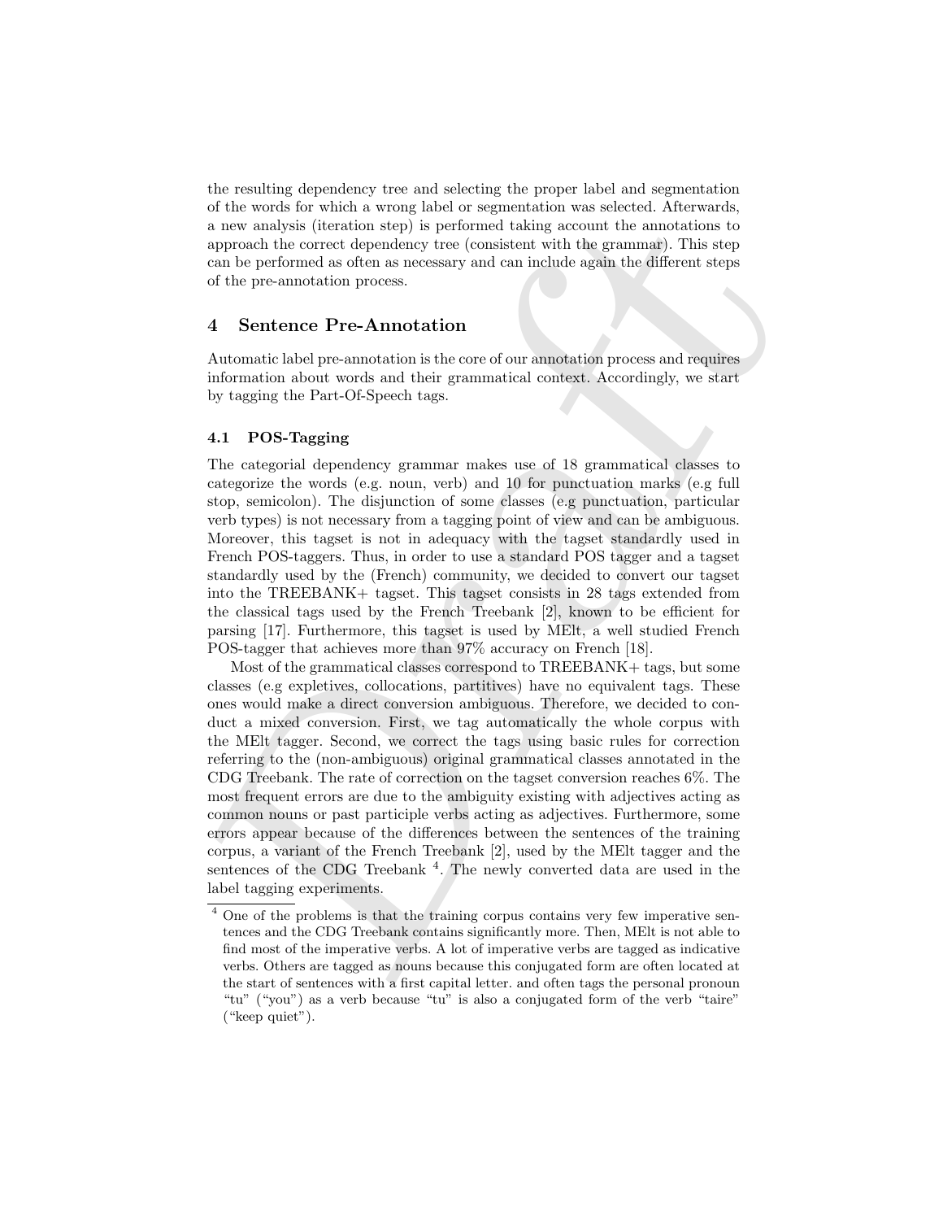the resulting dependency tree and selecting the proper label and segmentation of the words for which a wrong label or segmentation was selected. Afterwards, a new analysis (iteration step) is performed taking account the annotations to approach the correct dependency tree (consistent with the grammar). This step can be performed as often as necessary and can include again the different steps of the pre-annotation process.

## 4 Sentence Pre-Annotation

Automatic label pre-annotation is the core of our annotation process and requires information about words and their grammatical context. Accordingly, we start by tagging the Part-Of-Speech tags.

### 4.1 POS-Tagging

The categorial dependency grammar makes use of 18 grammatical classes to categorize the words (e.g. noun, verb) and 10 for punctuation marks (e.g full stop, semicolon). The disjunction of some classes (e.g punctuation, particular verb types) is not necessary from a tagging point of view and can be ambiguous. Moreover, this tagset is not in adequacy with the tagset standardly used in French POS-taggers. Thus, in order to use a standard POS tagger and a tagset standardly used by the (French) community, we decided to convert our tagset into the TREEBANK+ tagset. This tagset consists in 28 tags extended from the classical tags used by the French Treebank [2], known to be efficient for parsing [17]. Furthermore, this tagset is used by MElt, a well studied French POS-tagger that achieves more than 97% accuracy on French [18].

Most of the grammatical classes correspond to TREEBANK+ tags, but some classes (e.g expletives, collocations, partitives) have no equivalent tags. These ones would make a direct conversion ambiguous. Therefore, we decided to conduct a mixed conversion. First, we tag automatically the whole corpus with the MElt tagger. Second, we correct the tags using basic rules for correction referring to the (non-ambiguous) original grammatical classes annotated in the CDG Treebank. The rate of correction on the tagset conversion reaches 6%. The most frequent errors are due to the ambiguity existing with adjectives acting as common nouns or past participle verbs acting as adjectives. Furthermore, some errors appear because of the differences between the sentences of the training corpus, a variant of the French Treebank [2], used by the MElt tagger and the sentences of the CDG Treebank [4]. The newly converted data are used in the label tagging experiments.

[4] One of the problems is that the training corpus contains very few imperative sentences and the CDG Treebank contains significantly more. Then, MElt is not able to find most of the imperative verbs. A lot of imperative verbs are tagged as indicative verbs. Others are tagged as nouns because this conjugated form are often located at the start of sentences with a first capital letter. and often tags the personal pronoun "tu" ("you") as a verb because "tu" is also a conjugated form of the verb "taire" ("keep quiet").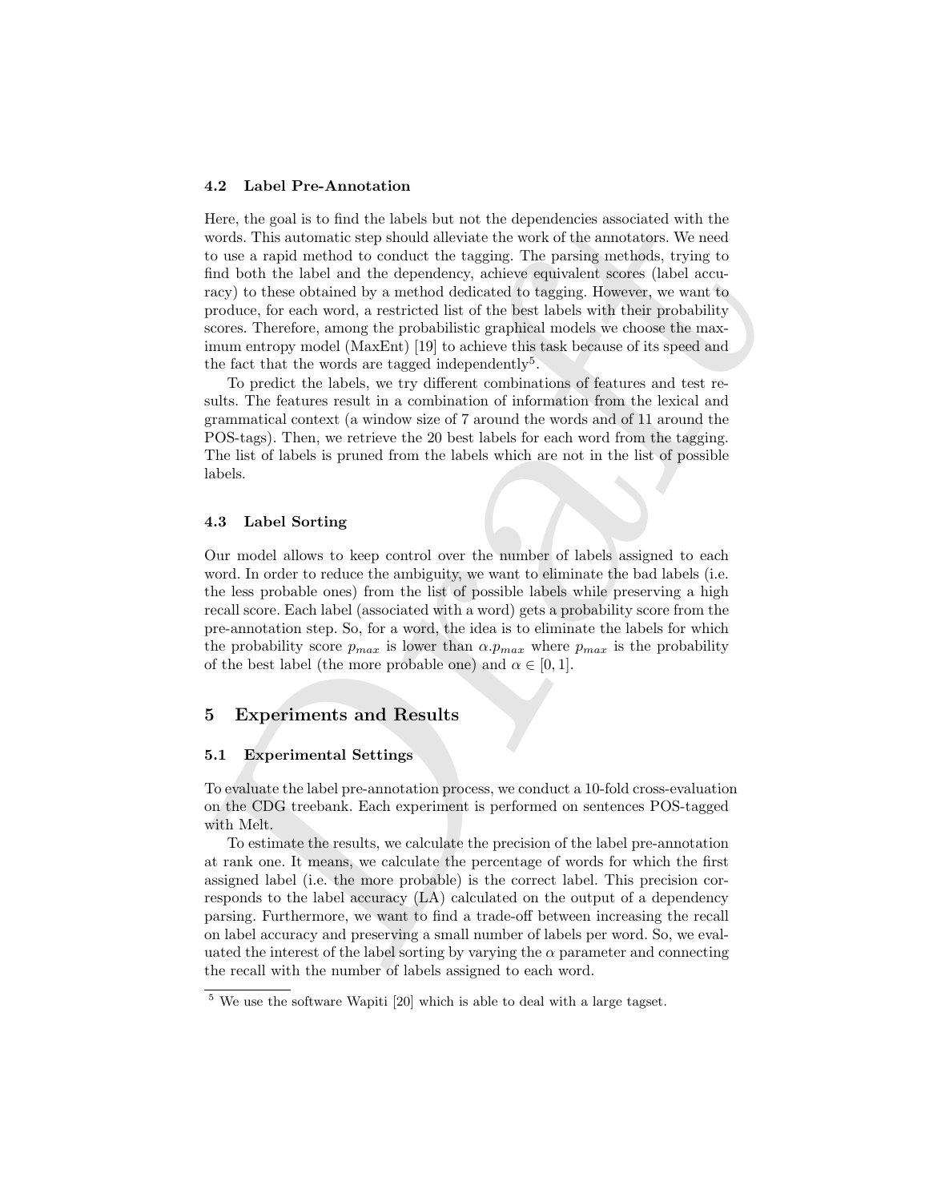### 4.2 Label Pre-Annotation

Here, the goal is to find the labels but not the dependencies associated with the words. This automatic step should alleviate the work of the annotators. We need to use a rapid method to conduct the tagging. The parsing methods, trying to find both the label and the dependency, achieve equivalent scores (label accuracy) to these obtained by a method dedicated to tagging. However, we want to produce, for each word, a restricted list of the best labels with their probability scores. Therefore, among the probabilistic graphical models we choose the maximum entropy model (MaxEnt) [19] to achieve this task because of its speed and the fact that the words are tagged independently[5].

To predict the labels, we try different combinations of features and test results. The features result in a combination of information from the lexical and grammatical context (a window size of 7 around the words and of 11 around the POS-tags). Then, we retrieve the 20 best labels for each word from the tagging. The list of labels is pruned from the labels which are not in the list of possible labels.

### 4.3 Label Sorting

Our model allows to keep control over the number of labels assigned to each word. In order to reduce the ambiguity, we want to eliminate the bad labels (i.e. the less probable ones) from the list of possible labels while preserving a high recall score. Each label (associated with a word) gets a probability score from the pre-annotation step. So, for a word, the idea is to eliminate the labels for which the probability score $p_{max}$ is lower than $\alpha.p_{max}$ where $p_{max}$ is the probability of the best label (the more probable one) and $\alpha \in [0, 1]$.

## 5 Experiments and Results

### 5.1 Experimental Settings

To evaluate the label pre-annotation process, we conduct a 10-fold cross-evaluation on the CDG treebank. Each experiment is performed on sentences POS-tagged with Melt.

To estimate the results, we calculate the precision of the label pre-annotation at rank one. It means, we calculate the percentage of words for which the first assigned label (i.e. the more probable) is the correct label. This precision corresponds to the label accuracy (LA) calculated on the output of a dependency parsing. Furthermore, we want to find a trade-off between increasing the recall on label accuracy and preserving a small number of labels per word. So, we evaluated the interest of the label sorting by varying the $\alpha$ parameter and connecting the recall with the number of labels assigned to each word.

[5] We use the software Wapiti [20] which is able to deal with a large tagset.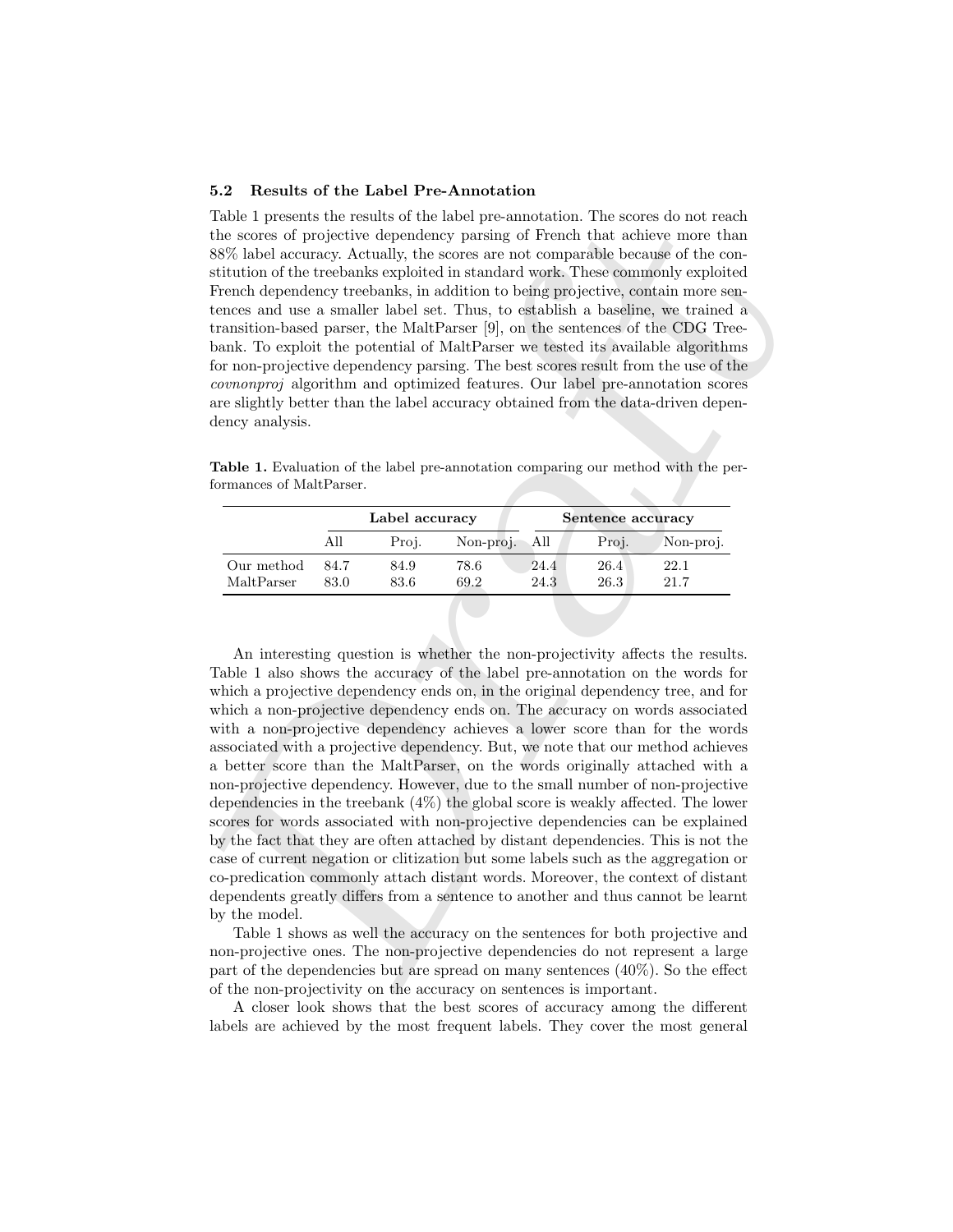### 5.2 Results of the Label Pre-Annotation

Table 1 presents the results of the label pre-annotation. The scores do not reach the scores of projective dependency parsing of French that achieve more than 88% label accuracy. Actually, the scores are not comparable because of the constitution of the treebanks exploited in standard work. These commonly exploited French dependency treebanks, in addition to being projective, contain more sentences and use a smaller label set. Thus, to establish a baseline, we trained a transition-based parser, the MaltParser [9], on the sentences of the CDG Treebank. To exploit the potential of MaltParser we tested its available algorithms for non-projective dependency parsing. The best scores result from the use of the *covnonproj* algorithm and optimized features. Our label pre-annotation scores are slightly better than the label accuracy obtained from the data-driven dependency analysis.

**Table 1.** Evaluation of the label pre-annotation comparing our method with the performances of MaltParser.

| | Label accuracy | | | Sentence accuracy | | |
|---|---|---|---|---|---|---|
| | All | Proj. | Non-proj. | All | Proj. | Non-proj. |
| Our method | 84.7 | 84.9 | 78.6 | 24.4 | 26.4 | 22.1 |
| MaltParser | 83.0 | 83.6 | 69.2 | 24.3 | 26.3 | 21.7 |

An interesting question is whether the non-projectivity affects the results. Table 1 also shows the accuracy of the label pre-annotation on the words for which a projective dependency ends on, in the original dependency tree, and for which a non-projective dependency ends on. The accuracy on words associated with a non-projective dependency achieves a lower score than for the words associated with a projective dependency. But, we note that our method achieves a better score than the MaltParser, on the words originally attached with a non-projective dependency. However, due to the small number of non-projective dependencies in the treebank (4%) the global score is weakly affected. The lower scores for words associated with non-projective dependencies can be explained by the fact that they are often attached by distant dependencies. This is not the case of current negation or clitization but some labels such as the aggregation or co-predication commonly attach distant words. Moreover, the context of distant dependents greatly differs from a sentence to another and thus cannot be learnt by the model.

Table 1 shows as well the accuracy on the sentences for both projective and non-projective ones. The non-projective dependencies do not represent a large part of the dependencies but are spread on many sentences (40%). So the effect of the non-projectivity on the accuracy on sentences is important.

A closer look shows that the best scores of accuracy among the different labels are achieved by the most frequent labels. They cover the most general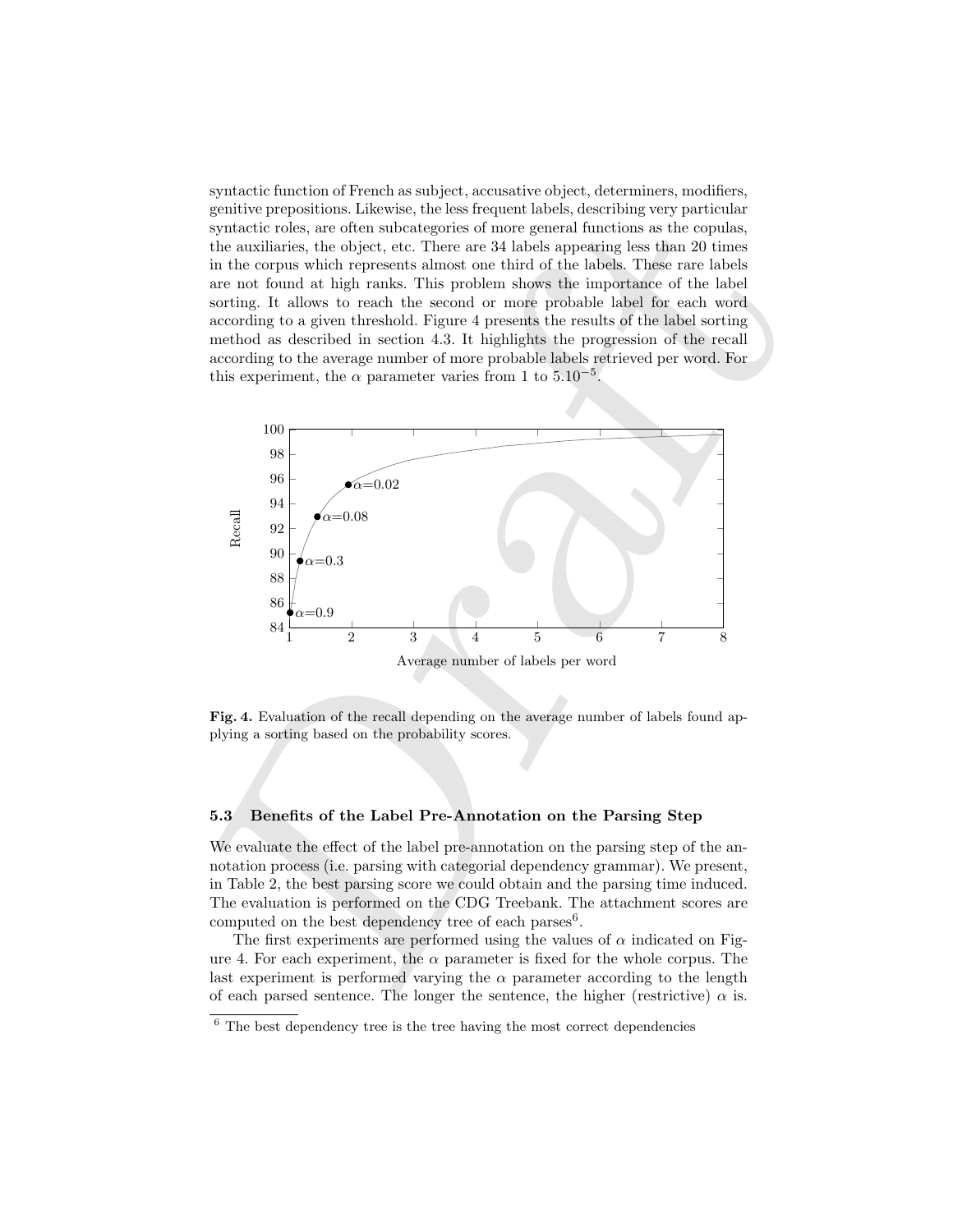syntactic function of French as subject, accusative object, determiners, modifiers, genitive prepositions. Likewise, the less frequent labels, describing very particular syntactic roles, are often subcategories of more general functions as the copulas, the auxiliaries, the object, etc. There are 34 labels appearing less than 20 times in the corpus which represents almost one third of the labels. These rare labels are not found at high ranks. This problem shows the importance of the label sorting. It allows to reach the second or more probable label for each word according to a given threshold. Figure 4 presents the results of the label sorting method as described in section 4.3. It highlights the progression of the recall according to the average number of more probable labels retrieved per word. For this experiment, the $\alpha$ parameter varies from 1 to $5.10^{-5}$.

**Fig. 4.** Evaluation of the recall depending on the average number of labels found applying a sorting based on the probability scores.

### 5.3 Benefits of the Label Pre-Annotation on the Parsing Step

We evaluate the effect of the label pre-annotation on the parsing step of the annotation process (i.e. parsing with categorial dependency grammar). We present, in Table 2, the best parsing score we could obtain and the parsing time induced. The evaluation is performed on the CDG Treebank. The attachment scores are computed on the best dependency tree of each parses[6].

The first experiments are performed using the values of $\alpha$ indicated on Figure 4. For each experiment, the $\alpha$ parameter is fixed for the whole corpus. The last experiment is performed varying the $\alpha$ parameter according to the length of each parsed sentence. The longer the sentence, the higher (restrictive) $\alpha$ is.

[6] The best dependency tree is the tree having the most correct dependencies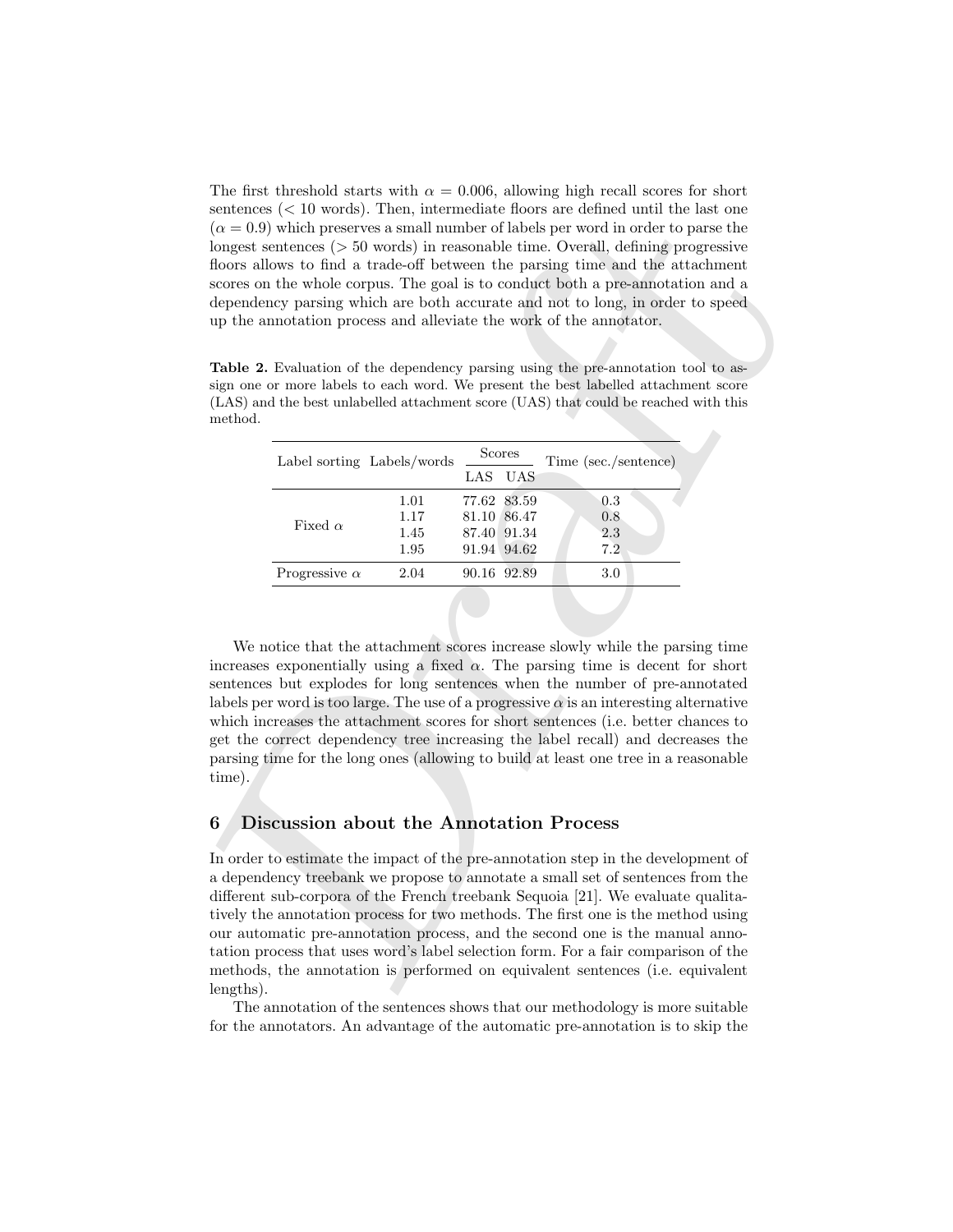The first threshold starts with $\alpha = 0.006$, allowing high recall scores for short sentences ($< 10$ words). Then, intermediate floors are defined until the last one ($\alpha = 0.9$) which preserves a small number of labels per word in order to parse the longest sentences ($> 50$ words) in reasonable time. Overall, defining progressive floors allows to find a trade-off between the parsing time and the attachment scores on the whole corpus. The goal is to conduct both a pre-annotation and a dependency parsing which are both accurate and not to long, in order to speed up the annotation process and alleviate the work of the annotator.

**Table 2.** Evaluation of the dependency parsing using the pre-annotation tool to assign one or more labels to each word. We present the best labelled attachment score (LAS) and the best unlabelled attachment score (UAS) that could be reached with this method.

| Label sorting | Labels/words | Scores | | Time (sec./sentence) |
|---|---|---|---|---|
| | | LAS | UAS | |
| Fixed $\alpha$ | 1.01 | 77.62 | 83.59 | 0.3 |
| | 1.17 | 81.10 | 86.47 | 0.8 |
| | 1.45 | 87.40 | 91.34 | 2.3 |
| | 1.95 | 91.94 | 94.62 | 7.2 |
| Progressive $\alpha$ | 2.04 | 90.16 | 92.89 | 3.0 |

We notice that the attachment scores increase slowly while the parsing time increases exponentially using a fixed $\alpha$. The parsing time is decent for short sentences but explodes for long sentences when the number of pre-annotated labels per word is too large. The use of a progressive $\alpha$ is an interesting alternative which increases the attachment scores for short sentences (i.e. better chances to get the correct dependency tree increasing the label recall) and decreases the parsing time for the long ones (allowing to build at least one tree in a reasonable time).

## 6 Discussion about the Annotation Process

In order to estimate the impact of the pre-annotation step in the development of a dependency treebank we propose to annotate a small set of sentences from the different sub-corpora of the French treebank Sequoia [21]. We evaluate qualitatively the annotation process for two methods. The first one is the method using our automatic pre-annotation process, and the second one is the manual annotation process that uses word's label selection form. For a fair comparison of the methods, the annotation is performed on equivalent sentences (i.e. equivalent lengths).

The annotation of the sentences shows that our methodology is more suitable for the annotators. An advantage of the automatic pre-annotation is to skip the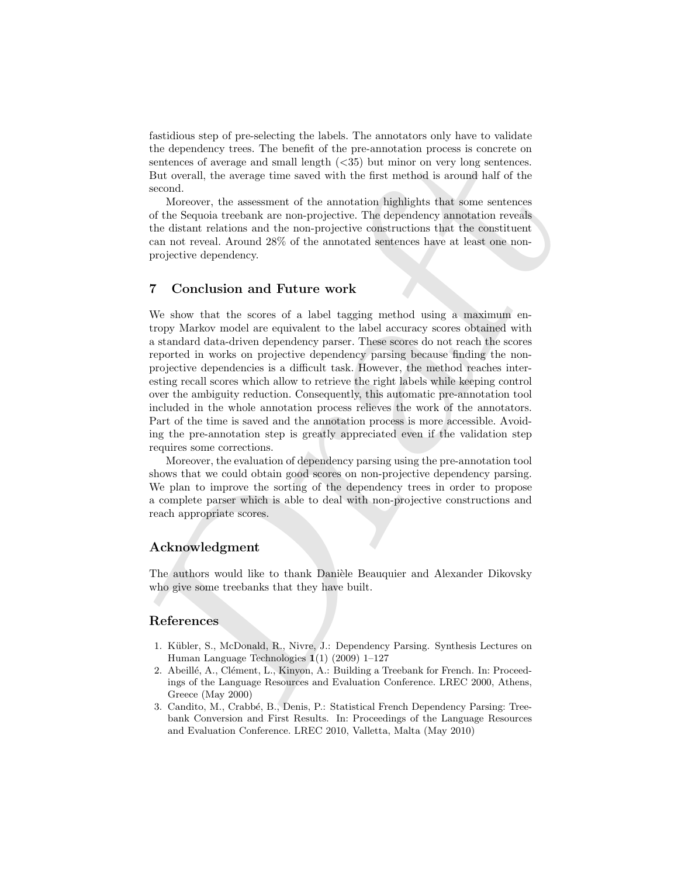fastidious step of pre-selecting the labels. The annotators only have to validate the dependency trees. The benefit of the pre-annotation process is concrete on sentences of average and small length (<35) but minor on very long sentences. But overall, the average time saved with the first method is around half of the second.

Moreover, the assessment of the annotation highlights that some sentences of the Sequoia treebank are non-projective. The dependency annotation reveals the distant relations and the non-projective constructions that the constituent can not reveal. Around 28% of the annotated sentences have at least one non-projective dependency.

## 7 Conclusion and Future work

We show that the scores of a label tagging method using a maximum entropy Markov model are equivalent to the label accuracy scores obtained with a standard data-driven dependency parser. These scores do not reach the scores reported in works on projective dependency parsing because finding the non-projective dependencies is a difficult task. However, the method reaches interesting recall scores which allow to retrieve the right labels while keeping control over the ambiguity reduction. Consequently, this automatic pre-annotation tool included in the whole annotation process relieves the work of the annotators. Part of the time is saved and the annotation process is more accessible. Avoiding the pre-annotation step is greatly appreciated even if the validation step requires some corrections.

Moreover, the evaluation of dependency parsing using the pre-annotation tool shows that we could obtain good scores on non-projective dependency parsing. We plan to improve the sorting of the dependency trees in order to propose a complete parser which is able to deal with non-projective constructions and reach appropriate scores.

## Acknowledgment

The authors would like to thank Danièle Beauquier and Alexander Dikovsky who give some treebanks that they have built.

## References

1. Kübler, S., McDonald, R., Nivre, J.: Dependency Parsing. Synthesis Lectures on Human Language Technologies **1**(1) (2009) 1–127
2. Abeillé, A., Clément, L., Kinyon, A.: Building a Treebank for French. In: Proceedings of the Language Resources and Evaluation Conference. LREC 2000, Athens, Greece (May 2000)
3. Candito, M., Crabbé, B., Denis, P.: Statistical French Dependency Parsing: Treebank Conversion and First Results. In: Proceedings of the Language Resources and Evaluation Conference. LREC 2010, Valletta, Malta (May 2010)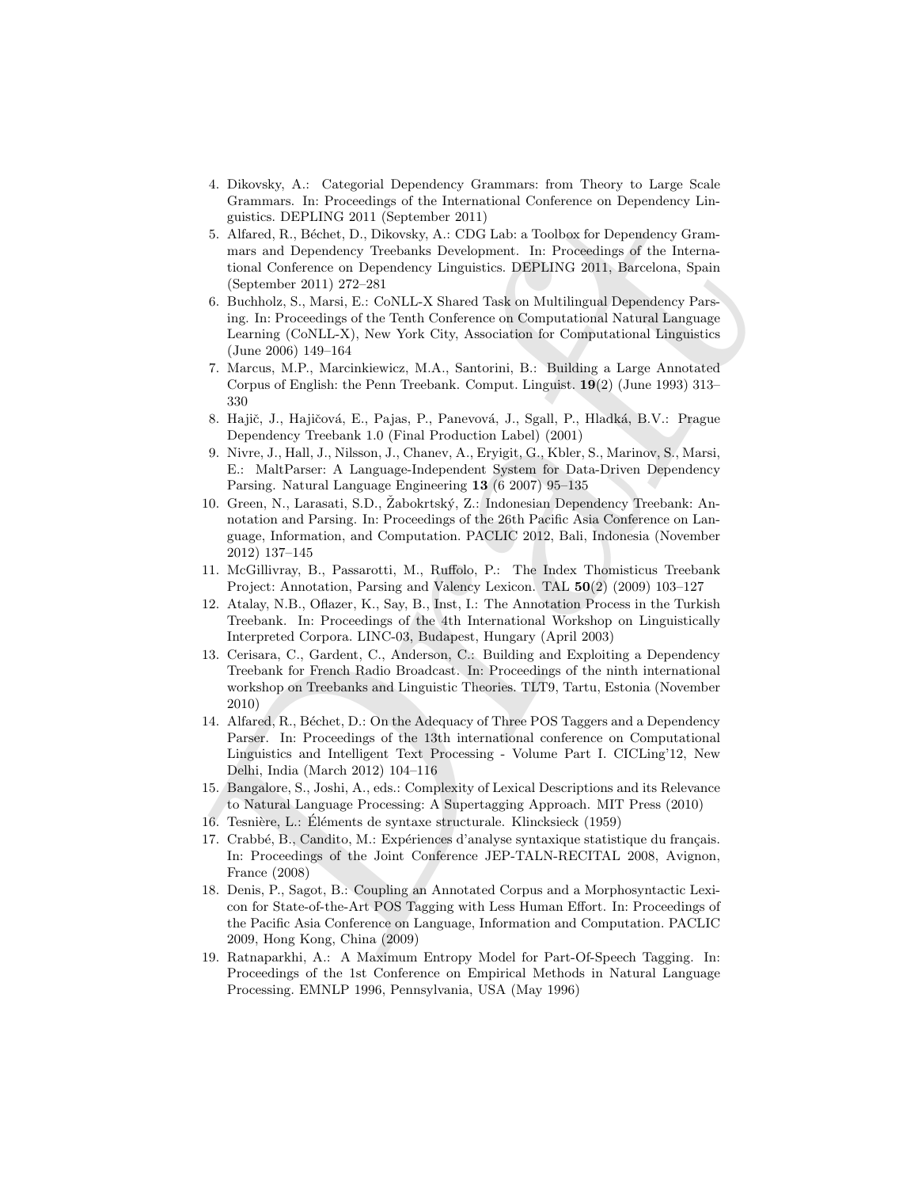4. Dikovsky, A.: Categorial Dependency Grammars: from Theory to Large Scale Grammars. In: Proceedings of the International Conference on Dependency Linguistics. DEPLING 2011 (September 2011)
5. Alfared, R., Béchet, D., Dikovsky, A.: CDG Lab: a Toolbox for Dependency Grammars and Dependency Treebanks Development. In: Proceedings of the International Conference on Dependency Linguistics. DEPLING 2011, Barcelona, Spain (September 2011) 272–281
6. Buchholz, S., Marsi, E.: CoNLL-X Shared Task on Multilingual Dependency Parsing. In: Proceedings of the Tenth Conference on Computational Natural Language Learning (CoNLL-X), New York City, Association for Computational Linguistics (June 2006) 149–164
7. Marcus, M.P., Marcinkiewicz, M.A., Santorini, B.: Building a Large Annotated Corpus of English: the Penn Treebank. Comput. Linguist. **19**(2) (June 1993) 313–330
8. Hajič, J., Hajičová, E., Pajas, P., Panevová, J., Sgall, P., Hladká, B.V.: Prague Dependency Treebank 1.0 (Final Production Label) (2001)
9. Nivre, J., Hall, J., Nilsson, J., Chanev, A., Eryigit, G., Kbler, S., Marinov, S., Marsi, E.: MaltParser: A Language-Independent System for Data-Driven Dependency Parsing. Natural Language Engineering **13** (6 2007) 95–135
10. Green, N., Larasati, S.D., Žabokrtský, Z.: Indonesian Dependency Treebank: Annotation and Parsing. In: Proceedings of the 26th Pacific Asia Conference on Language, Information, and Computation. PACLIC 2012, Bali, Indonesia (November 2012) 137–145
11. McGillivray, B., Passarotti, M., Ruffolo, P.: The Index Thomisticus Treebank Project: Annotation, Parsing and Valency Lexicon. TAL **50**(2) (2009) 103–127
12. Atalay, N.B., Oflazer, K., Say, B., Inst, I.: The Annotation Process in the Turkish Treebank. In: Proceedings of the 4th International Workshop on Linguistically Interpreted Corpora. LINC-03, Budapest, Hungary (April 2003)
13. Cerisara, C., Gardent, C., Anderson, C.: Building and Exploiting a Dependency Treebank for French Radio Broadcast. In: Proceedings of the ninth international workshop on Treebanks and Linguistic Theories. TLT9, Tartu, Estonia (November 2010)
14. Alfared, R., Béchet, D.: On the Adequacy of Three POS Taggers and a Dependency Parser. In: Proceedings of the 13th international conference on Computational Linguistics and Intelligent Text Processing - Volume Part I. CICLing'12, New Delhi, India (March 2012) 104–116
15. Bangalore, S., Joshi, A., eds.: Complexity of Lexical Descriptions and its Relevance to Natural Language Processing: A Supertagging Approach. MIT Press (2010)
16. Tesnière, L.: Éléments de syntaxe structurale. Klincksieck (1959)
17. Crabbé, B., Candito, M.: Expériences d'analyse syntaxique statistique du français. In: Proceedings of the Joint Conference JEP-TALN-RECITAL 2008, Avignon, France (2008)
18. Denis, P., Sagot, B.: Coupling an Annotated Corpus and a Morphosyntactic Lexicon for State-of-the-Art POS Tagging with Less Human Effort. In: Proceedings of the Pacific Asia Conference on Language, Information and Computation. PACLIC 2009, Hong Kong, China (2009)
19. Ratnaparkhi, A.: A Maximum Entropy Model for Part-Of-Speech Tagging. In: Proceedings of the 1st Conference on Empirical Methods in Natural Language Processing. EMNLP 1996, Pennsylvania, USA (May 1996)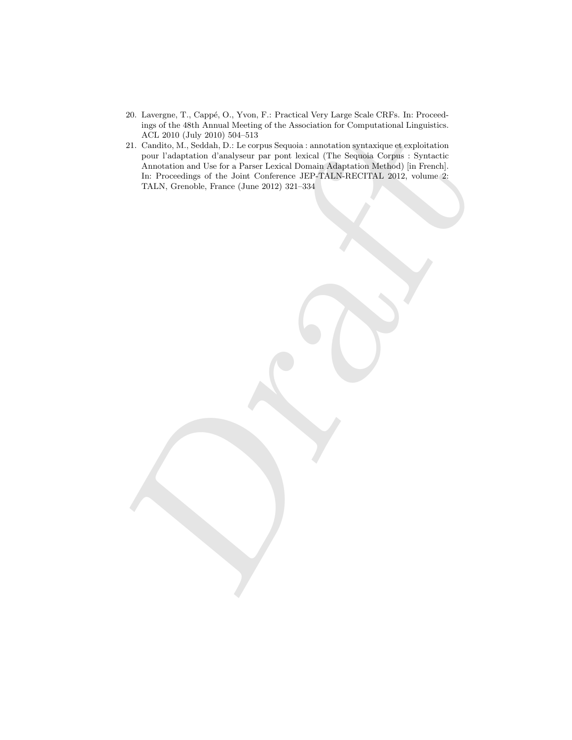20. Lavergne, T., Cappé, O., Yvon, F.: Practical Very Large Scale CRFs. In: Proceedings of the 48th Annual Meeting of the Association for Computational Linguistics. ACL 2010 (July 2010) 504–513
21. Candito, M., Seddah, D.: Le corpus Sequoia : annotation syntaxique et exploitation pour l'adaptation d'analyseur par pont lexical (The Sequoia Corpus : Syntactic Annotation and Use for a Parser Lexical Domain Adaptation Method) [in French]. In: Proceedings of the Joint Conference JEP-TALN-RECITAL 2012, volume 2: TALN, Grenoble, France (June 2012) 321–334